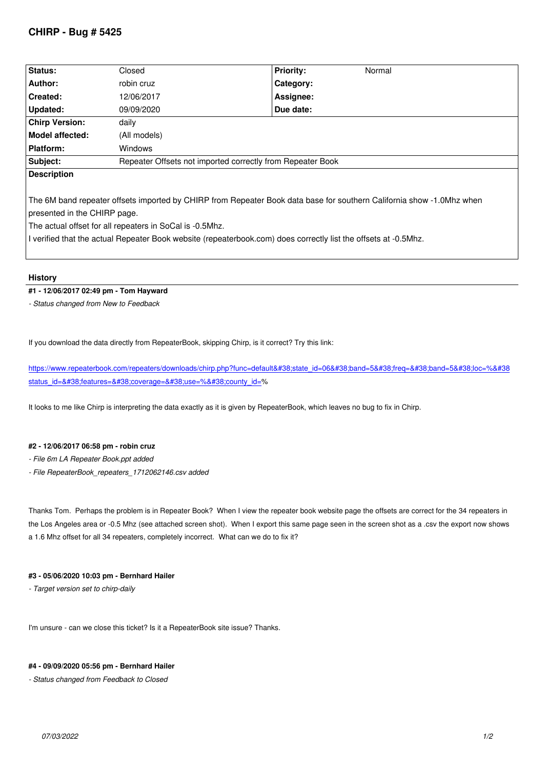# CHIRP - Bug # 5425

| | | | |
|---|---|---|---|
| **Status:** | Closed | **Priority:** | Normal |
| **Author:** | robin cruz | **Category:** | |
| **Created:** | 12/06/2017 | **Assignee:** | |
| **Updated:** | 09/09/2020 | **Due date:** | |
| **Chirp Version:** | daily | | |
| **Model affected:** | (All models) | | |
| **Platform:** | Windows | | |
| **Subject:** | Repeater Offsets not imported correctly from Repeater Book | | |

**Description**

The 6M band repeater offsets imported by CHIRP from Repeater Book data base for southern California show -1.0Mhz when presented in the CHIRP page.

The actual offset for all repeaters in SoCal is -0.5Mhz.

I verified that the actual Repeater Book website (repeaterbook.com) does correctly list the offsets at -0.5Mhz.

## History

**#1 - 12/06/2017 02:49 pm - Tom Hayward**

*- Status changed from New to Feedback*

If you download the data directly from RepeaterBook, skipping Chirp, is it correct? Try this link:

https://www.repeaterbook.com/repeaters/downloads/chirp.php?func=default&#38;state_id=06&#38;band=5&#38;freq=&#38;band=5&#38;loc=%&#38status_id=&#38;features=&#38;coverage=&#38;use=%&#38;county_id=%

It looks to me like Chirp is interpreting the data exactly as it is given by RepeaterBook, which leaves no bug to fix in Chirp.

**#2 - 12/06/2017 06:58 pm - robin cruz**

*- File 6m LA Repeater Book.ppt added*

*- File RepeaterBook_repeaters_1712062146.csv added*

Thanks Tom. Perhaps the problem is in Repeater Book? When I view the repeater book website page the offsets are correct for the 34 repeaters in the Los Angeles area or -0.5 Mhz (see attached screen shot). When I export this same page seen in the screen shot as a .csv the export now shows a 1.6 Mhz offset for all 34 repeaters, completely incorrect. What can we do to fix it?

**#3 - 05/06/2020 10:03 pm - Bernhard Hailer**

*- Target version set to chirp-daily*

I'm unsure - can we close this ticket? Is it a RepeaterBook site issue? Thanks.

**#4 - 09/09/2020 05:56 pm - Bernhard Hailer**

*- Status changed from Feedback to Closed*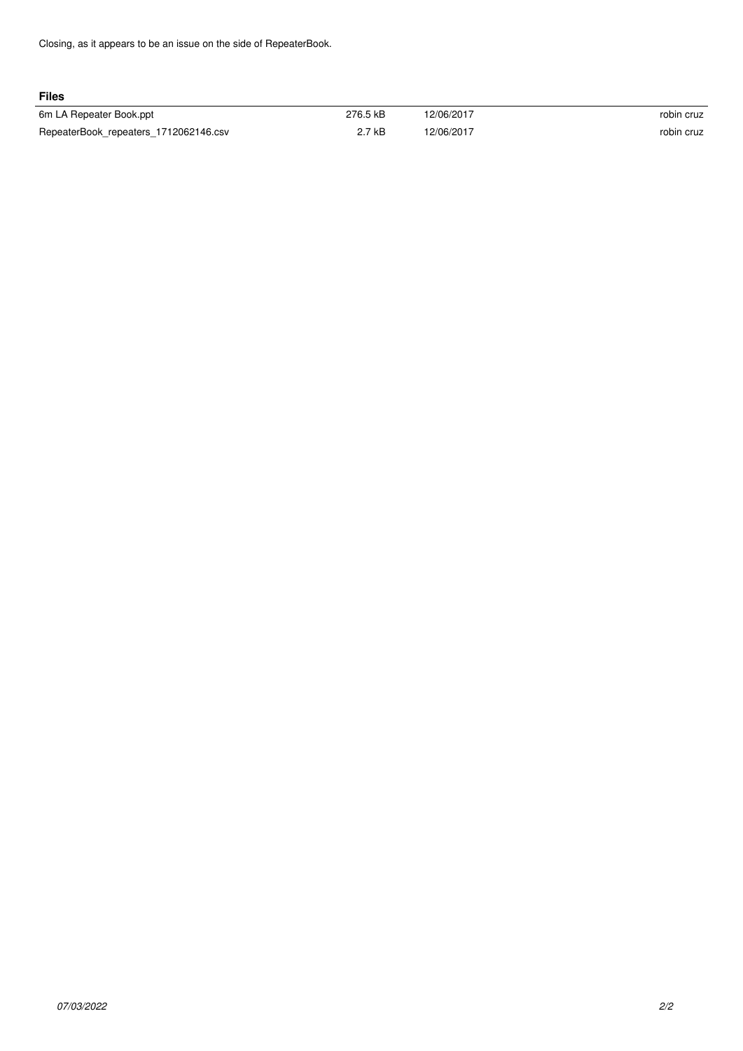Closing, as it appears to be an issue on the side of RepeaterBook.

**Files**

| | | | |
|---|---|---|---|
| 6m LA Repeater Book.ppt | 276.5 kB | 12/06/2017 | robin cruz |
| RepeaterBook_repeaters_1712062146.csv | 2.7 kB | 12/06/2017 | robin cruz |